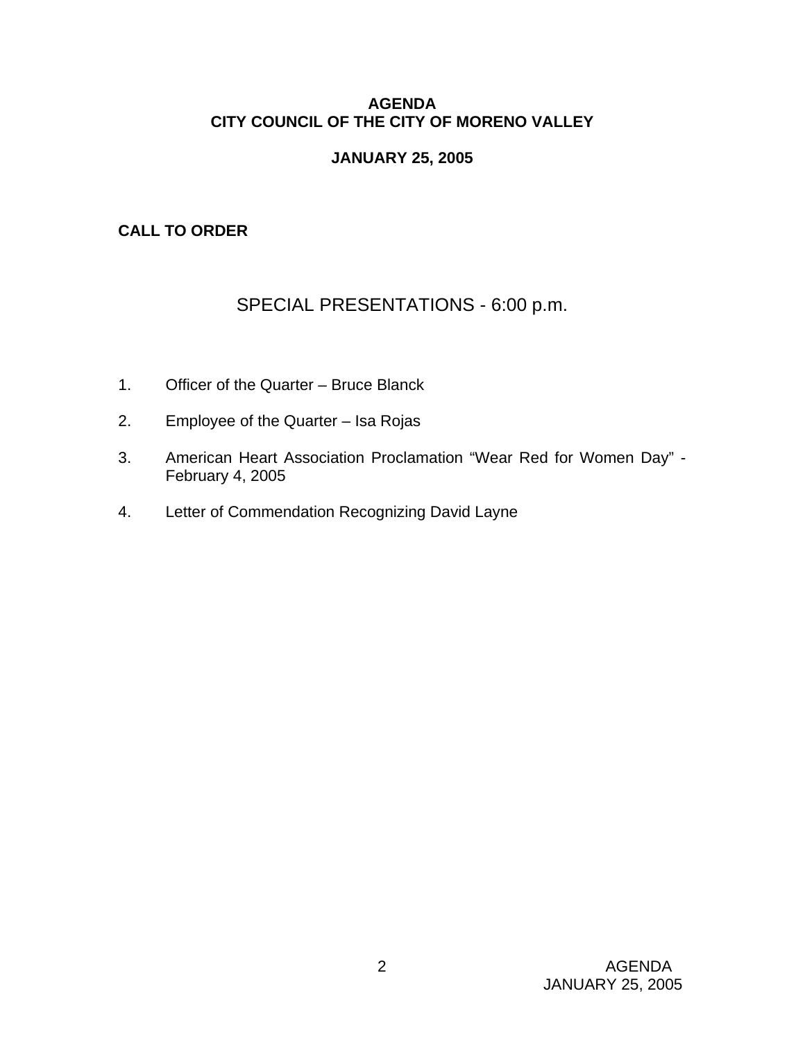# AGENDA
# CITY COUNCIL OF THE CITY OF MORENO VALLEY

## JANUARY 25, 2005

**CALL TO ORDER**

## SPECIAL PRESENTATIONS - 6:00 p.m.

1. Officer of the Quarter – Bruce Blanck
2. Employee of the Quarter – Isa Rojas
3. American Heart Association Proclamation "Wear Red for Women Day" - February 4, 2005
4. Letter of Commendation Recognizing David Layne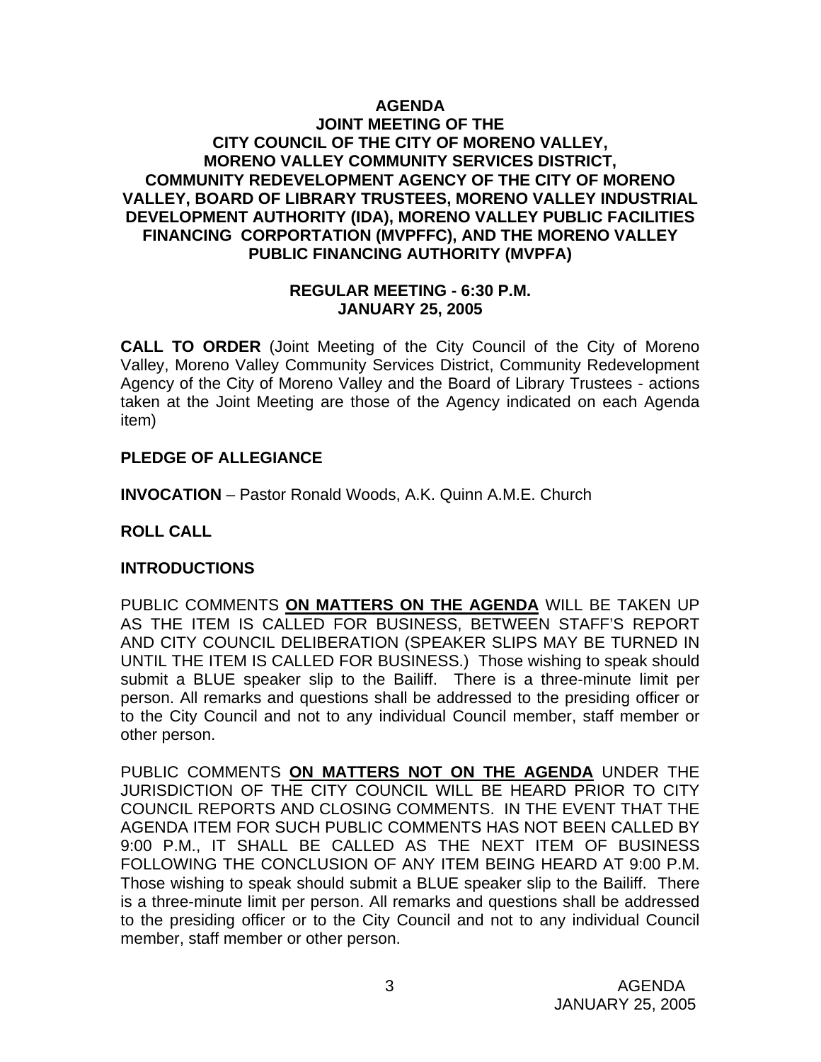**AGENDA**
**JOINT MEETING OF THE**
**CITY COUNCIL OF THE CITY OF MORENO VALLEY,**
**MORENO VALLEY COMMUNITY SERVICES DISTRICT,**
**COMMUNITY REDEVELOPMENT AGENCY OF THE CITY OF MORENO VALLEY, BOARD OF LIBRARY TRUSTEES, MORENO VALLEY INDUSTRIAL DEVELOPMENT AUTHORITY (IDA), MORENO VALLEY PUBLIC FACILITIES FINANCING CORPORTATION (MVPFFC), AND THE MORENO VALLEY PUBLIC FINANCING AUTHORITY (MVPFA)**

**REGULAR MEETING - 6:30 P.M.**
**JANUARY 25, 2005**

**CALL TO ORDER** (Joint Meeting of the City Council of the City of Moreno Valley, Moreno Valley Community Services District, Community Redevelopment Agency of the City of Moreno Valley and the Board of Library Trustees - actions taken at the Joint Meeting are those of the Agency indicated on each Agenda item)

**PLEDGE OF ALLEGIANCE**

**INVOCATION** – Pastor Ronald Woods, A.K. Quinn A.M.E. Church

**ROLL CALL**

**INTRODUCTIONS**

PUBLIC COMMENTS **ON MATTERS ON THE AGENDA** WILL BE TAKEN UP AS THE ITEM IS CALLED FOR BUSINESS, BETWEEN STAFF'S REPORT AND CITY COUNCIL DELIBERATION (SPEAKER SLIPS MAY BE TURNED IN UNTIL THE ITEM IS CALLED FOR BUSINESS.) Those wishing to speak should submit a BLUE speaker slip to the Bailiff. There is a three-minute limit per person. All remarks and questions shall be addressed to the presiding officer or to the City Council and not to any individual Council member, staff member or other person.

PUBLIC COMMENTS **ON MATTERS NOT ON THE AGENDA** UNDER THE JURISDICTION OF THE CITY COUNCIL WILL BE HEARD PRIOR TO CITY COUNCIL REPORTS AND CLOSING COMMENTS. IN THE EVENT THAT THE AGENDA ITEM FOR SUCH PUBLIC COMMENTS HAS NOT BEEN CALLED BY 9:00 P.M., IT SHALL BE CALLED AS THE NEXT ITEM OF BUSINESS FOLLOWING THE CONCLUSION OF ANY ITEM BEING HEARD AT 9:00 P.M. Those wishing to speak should submit a BLUE speaker slip to the Bailiff. There is a three-minute limit per person. All remarks and questions shall be addressed to the presiding officer or to the City Council and not to any individual Council member, staff member or other person.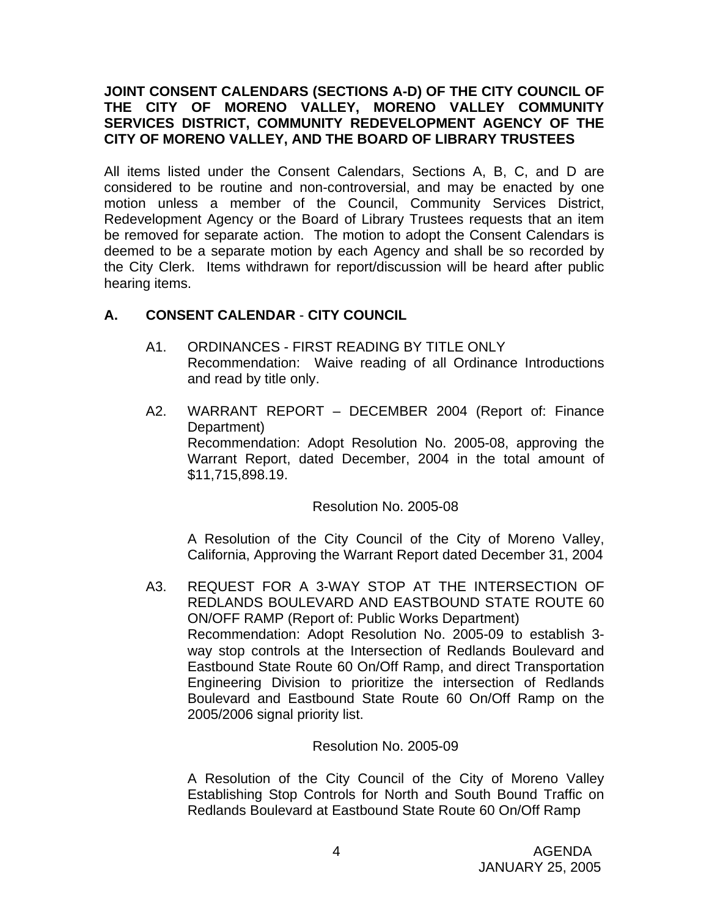**JOINT CONSENT CALENDARS (SECTIONS A-D) OF THE CITY COUNCIL OF THE CITY OF MORENO VALLEY, MORENO VALLEY COMMUNITY SERVICES DISTRICT, COMMUNITY REDEVELOPMENT AGENCY OF THE CITY OF MORENO VALLEY, AND THE BOARD OF LIBRARY TRUSTEES**

All items listed under the Consent Calendars, Sections A, B, C, and D are considered to be routine and non-controversial, and may be enacted by one motion unless a member of the Council, Community Services District, Redevelopment Agency or the Board of Library Trustees requests that an item be removed for separate action. The motion to adopt the Consent Calendars is deemed to be a separate motion by each Agency and shall be so recorded by the City Clerk. Items withdrawn for report/discussion will be heard after public hearing items.

## A. CONSENT CALENDAR - CITY COUNCIL

A1. ORDINANCES - FIRST READING BY TITLE ONLY
Recommendation: Waive reading of all Ordinance Introductions and read by title only.

A2. WARRANT REPORT – DECEMBER 2004 (Report of: Finance Department)
Recommendation: Adopt Resolution No. 2005-08, approving the Warrant Report, dated December, 2004 in the total amount of $11,715,898.19.

Resolution No. 2005-08

A Resolution of the City Council of the City of Moreno Valley, California, Approving the Warrant Report dated December 31, 2004

A3. REQUEST FOR A 3-WAY STOP AT THE INTERSECTION OF REDLANDS BOULEVARD AND EASTBOUND STATE ROUTE 60 ON/OFF RAMP (Report of: Public Works Department)
Recommendation: Adopt Resolution No. 2005-09 to establish 3-way stop controls at the Intersection of Redlands Boulevard and Eastbound State Route 60 On/Off Ramp, and direct Transportation Engineering Division to prioritize the intersection of Redlands Boulevard and Eastbound State Route 60 On/Off Ramp on the 2005/2006 signal priority list.

Resolution No. 2005-09

A Resolution of the City Council of the City of Moreno Valley Establishing Stop Controls for North and South Bound Traffic on Redlands Boulevard at Eastbound State Route 60 On/Off Ramp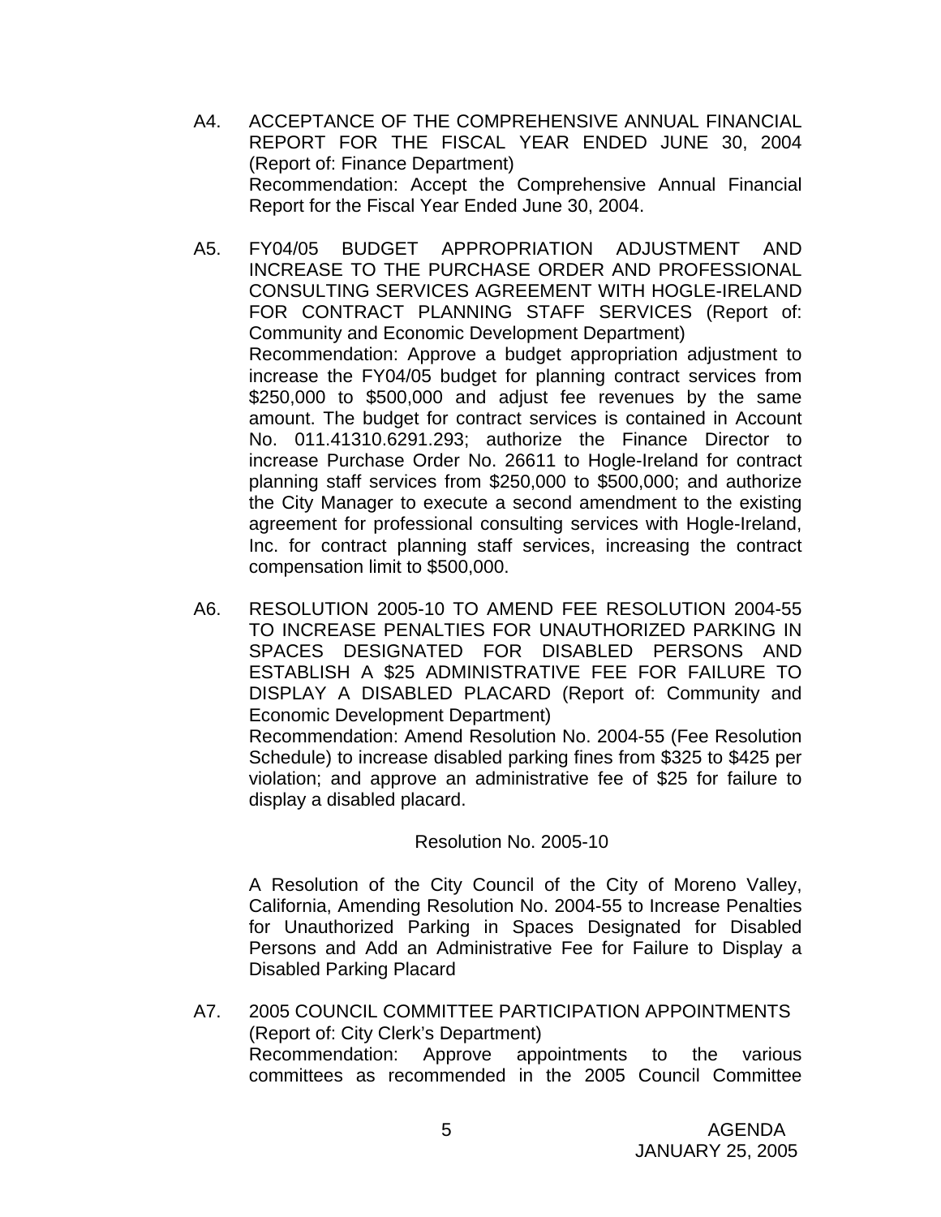A4. ACCEPTANCE OF THE COMPREHENSIVE ANNUAL FINANCIAL REPORT FOR THE FISCAL YEAR ENDED JUNE 30, 2004 (Report of: Finance Department)
Recommendation: Accept the Comprehensive Annual Financial Report for the Fiscal Year Ended June 30, 2004.

A5. FY04/05 BUDGET APPROPRIATION ADJUSTMENT AND INCREASE TO THE PURCHASE ORDER AND PROFESSIONAL CONSULTING SERVICES AGREEMENT WITH HOGLE-IRELAND FOR CONTRACT PLANNING STAFF SERVICES (Report of: Community and Economic Development Department)
Recommendation: Approve a budget appropriation adjustment to increase the FY04/05 budget for planning contract services from $250,000 to $500,000 and adjust fee revenues by the same amount. The budget for contract services is contained in Account No. 011.41310.6291.293; authorize the Finance Director to increase Purchase Order No. 26611 to Hogle-Ireland for contract planning staff services from $250,000 to $500,000; and authorize the City Manager to execute a second amendment to the existing agreement for professional consulting services with Hogle-Ireland, Inc. for contract planning staff services, increasing the contract compensation limit to $500,000.

A6. RESOLUTION 2005-10 TO AMEND FEE RESOLUTION 2004-55 TO INCREASE PENALTIES FOR UNAUTHORIZED PARKING IN SPACES DESIGNATED FOR DISABLED PERSONS AND ESTABLISH A $25 ADMINISTRATIVE FEE FOR FAILURE TO DISPLAY A DISABLED PLACARD (Report of: Community and Economic Development Department)
Recommendation: Amend Resolution No. 2004-55 (Fee Resolution Schedule) to increase disabled parking fines from $325 to $425 per violation; and approve an administrative fee of $25 for failure to display a disabled placard.

Resolution No. 2005-10

A Resolution of the City Council of the City of Moreno Valley, California, Amending Resolution No. 2004-55 to Increase Penalties for Unauthorized Parking in Spaces Designated for Disabled Persons and Add an Administrative Fee for Failure to Display a Disabled Parking Placard

A7. 2005 COUNCIL COMMITTEE PARTICIPATION APPOINTMENTS (Report of: City Clerk's Department)
Recommendation: Approve appointments to the various committees as recommended in the 2005 Council Committee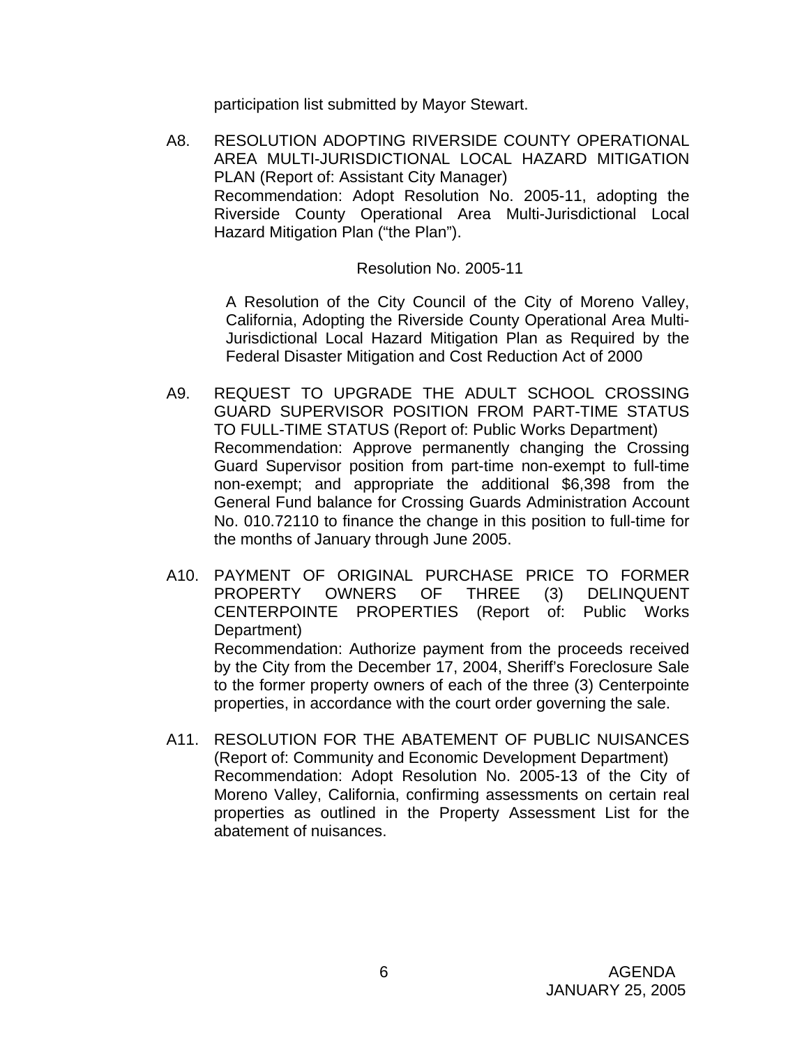participation list submitted by Mayor Stewart.

A8. RESOLUTION ADOPTING RIVERSIDE COUNTY OPERATIONAL AREA MULTI-JURISDICTIONAL LOCAL HAZARD MITIGATION PLAN (Report of: Assistant City Manager)
Recommendation: Adopt Resolution No. 2005-11, adopting the Riverside County Operational Area Multi-Jurisdictional Local Hazard Mitigation Plan ("the Plan").

Resolution No. 2005-11

A Resolution of the City Council of the City of Moreno Valley, California, Adopting the Riverside County Operational Area Multi-Jurisdictional Local Hazard Mitigation Plan as Required by the Federal Disaster Mitigation and Cost Reduction Act of 2000

A9. REQUEST TO UPGRADE THE ADULT SCHOOL CROSSING GUARD SUPERVISOR POSITION FROM PART-TIME STATUS TO FULL-TIME STATUS (Report of: Public Works Department)
Recommendation: Approve permanently changing the Crossing Guard Supervisor position from part-time non-exempt to full-time non-exempt; and appropriate the additional $6,398 from the General Fund balance for Crossing Guards Administration Account No. 010.72110 to finance the change in this position to full-time for the months of January through June 2005.

A10. PAYMENT OF ORIGINAL PURCHASE PRICE TO FORMER PROPERTY OWNERS OF THREE (3) DELINQUENT CENTERPOINTE PROPERTIES (Report of: Public Works Department)
Recommendation: Authorize payment from the proceeds received by the City from the December 17, 2004, Sheriff's Foreclosure Sale to the former property owners of each of the three (3) Centerpointe properties, in accordance with the court order governing the sale.

A11. RESOLUTION FOR THE ABATEMENT OF PUBLIC NUISANCES (Report of: Community and Economic Development Department)
Recommendation: Adopt Resolution No. 2005-13 of the City of Moreno Valley, California, confirming assessments on certain real properties as outlined in the Property Assessment List for the abatement of nuisances.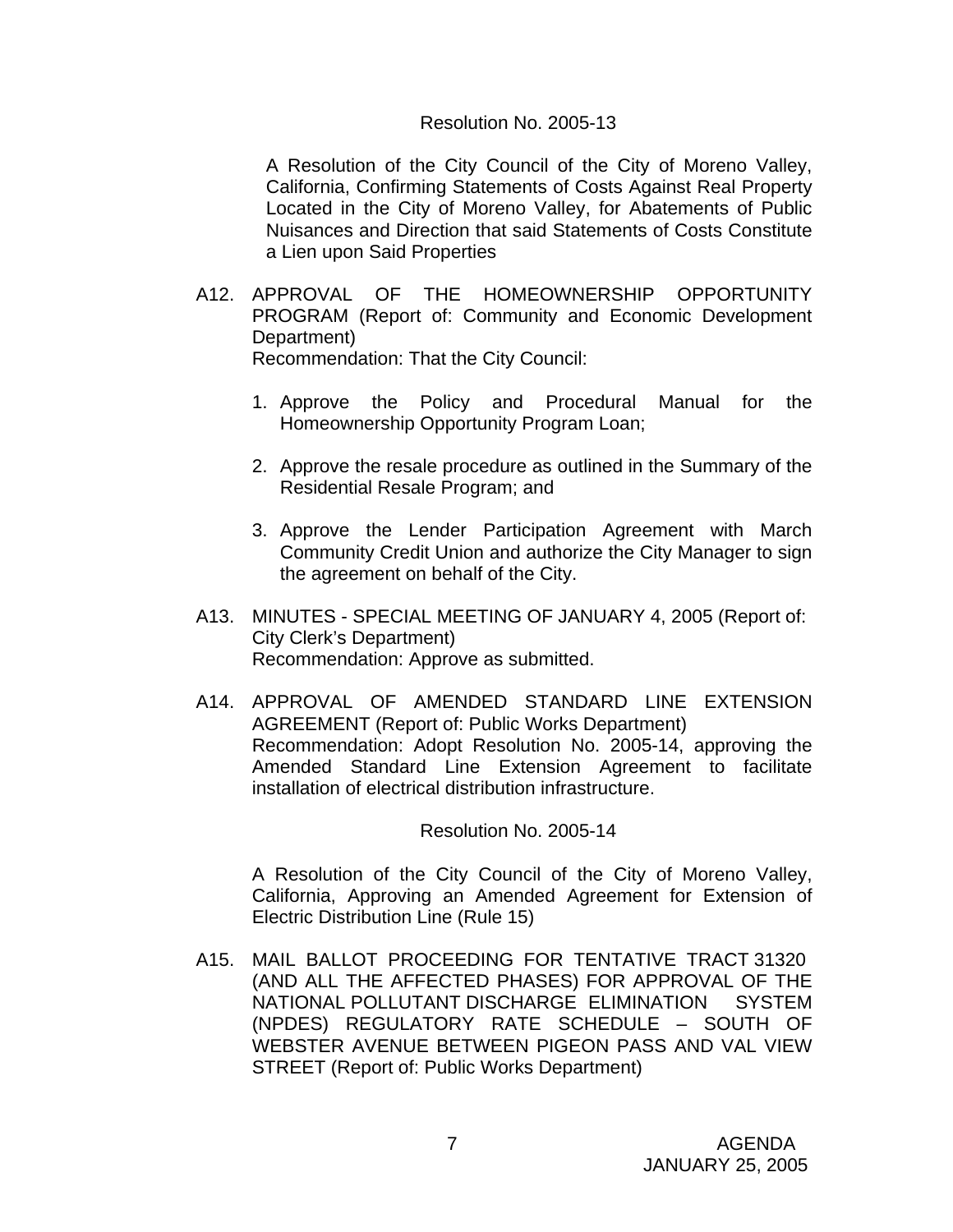Resolution No. 2005-13

A Resolution of the City Council of the City of Moreno Valley, California, Confirming Statements of Costs Against Real Property Located in the City of Moreno Valley, for Abatements of Public Nuisances and Direction that said Statements of Costs Constitute a Lien upon Said Properties

A12. APPROVAL OF THE HOMEOWNERSHIP OPPORTUNITY PROGRAM (Report of: Community and Economic Development Department)
Recommendation: That the City Council:

1. Approve the Policy and Procedural Manual for the Homeownership Opportunity Program Loan;

2. Approve the resale procedure as outlined in the Summary of the Residential Resale Program; and

3. Approve the Lender Participation Agreement with March Community Credit Union and authorize the City Manager to sign the agreement on behalf of the City.

A13. MINUTES - SPECIAL MEETING OF JANUARY 4, 2005 (Report of: City Clerk's Department)
Recommendation: Approve as submitted.

A14. APPROVAL OF AMENDED STANDARD LINE EXTENSION AGREEMENT (Report of: Public Works Department)
Recommendation: Adopt Resolution No. 2005-14, approving the Amended Standard Line Extension Agreement to facilitate installation of electrical distribution infrastructure.

Resolution No. 2005-14

A Resolution of the City Council of the City of Moreno Valley, California, Approving an Amended Agreement for Extension of Electric Distribution Line (Rule 15)

A15. MAIL BALLOT PROCEEDING FOR TENTATIVE TRACT 31320 (AND ALL THE AFFECTED PHASES) FOR APPROVAL OF THE NATIONAL POLLUTANT DISCHARGE ELIMINATION SYSTEM (NPDES) REGULATORY RATE SCHEDULE – SOUTH OF WEBSTER AVENUE BETWEEN PIGEON PASS AND VAL VIEW STREET (Report of: Public Works Department)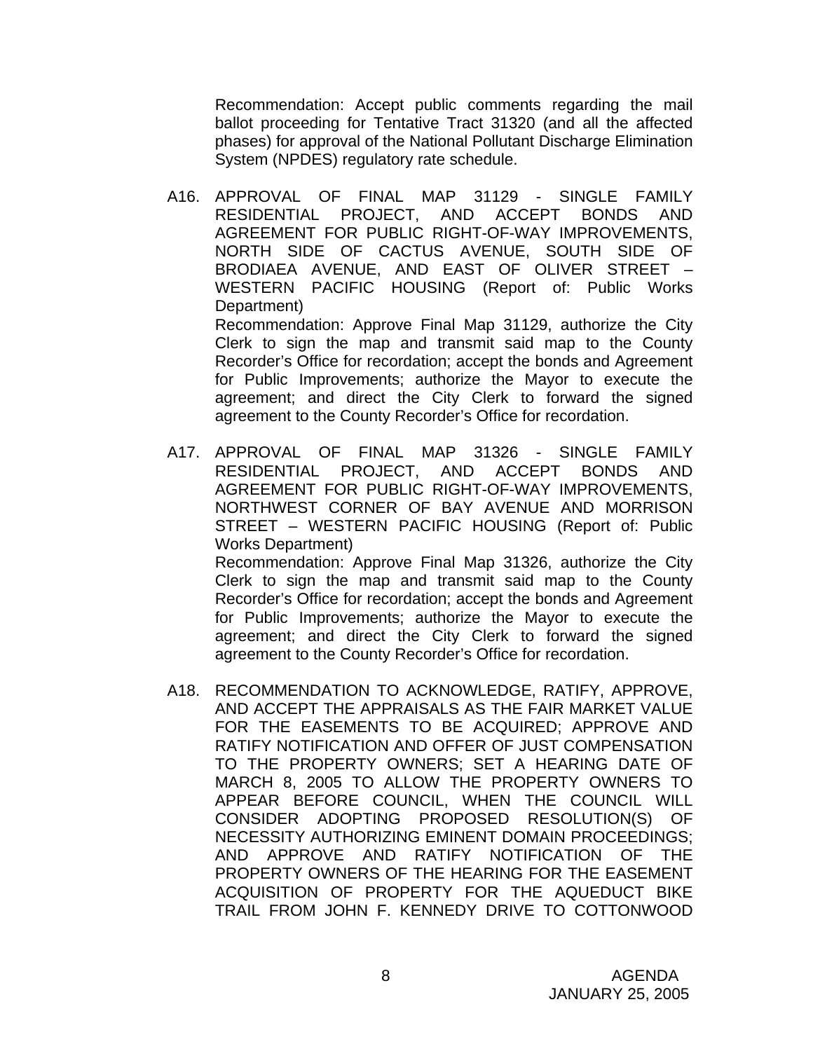Recommendation: Accept public comments regarding the mail ballot proceeding for Tentative Tract 31320 (and all the affected phases) for approval of the National Pollutant Discharge Elimination System (NPDES) regulatory rate schedule.

A16. APPROVAL OF FINAL MAP 31129 - SINGLE FAMILY RESIDENTIAL PROJECT, AND ACCEPT BONDS AND AGREEMENT FOR PUBLIC RIGHT-OF-WAY IMPROVEMENTS, NORTH SIDE OF CACTUS AVENUE, SOUTH SIDE OF BRODIAEA AVENUE, AND EAST OF OLIVER STREET – WESTERN PACIFIC HOUSING (Report of: Public Works Department)

Recommendation: Approve Final Map 31129, authorize the City Clerk to sign the map and transmit said map to the County Recorder's Office for recordation; accept the bonds and Agreement for Public Improvements; authorize the Mayor to execute the agreement; and direct the City Clerk to forward the signed agreement to the County Recorder's Office for recordation.

A17. APPROVAL OF FINAL MAP 31326 - SINGLE FAMILY RESIDENTIAL PROJECT, AND ACCEPT BONDS AND AGREEMENT FOR PUBLIC RIGHT-OF-WAY IMPROVEMENTS, NORTHWEST CORNER OF BAY AVENUE AND MORRISON STREET – WESTERN PACIFIC HOUSING (Report of: Public Works Department)

Recommendation: Approve Final Map 31326, authorize the City Clerk to sign the map and transmit said map to the County Recorder's Office for recordation; accept the bonds and Agreement for Public Improvements; authorize the Mayor to execute the agreement; and direct the City Clerk to forward the signed agreement to the County Recorder's Office for recordation.

A18. RECOMMENDATION TO ACKNOWLEDGE, RATIFY, APPROVE, AND ACCEPT THE APPRAISALS AS THE FAIR MARKET VALUE FOR THE EASEMENTS TO BE ACQUIRED; APPROVE AND RATIFY NOTIFICATION AND OFFER OF JUST COMPENSATION TO THE PROPERTY OWNERS; SET A HEARING DATE OF MARCH 8, 2005 TO ALLOW THE PROPERTY OWNERS TO APPEAR BEFORE COUNCIL, WHEN THE COUNCIL WILL CONSIDER ADOPTING PROPOSED RESOLUTION(S) OF NECESSITY AUTHORIZING EMINENT DOMAIN PROCEEDINGS; AND APPROVE AND RATIFY NOTIFICATION OF THE PROPERTY OWNERS OF THE HEARING FOR THE EASEMENT ACQUISITION OF PROPERTY FOR THE AQUEDUCT BIKE TRAIL FROM JOHN F. KENNEDY DRIVE TO COTTONWOOD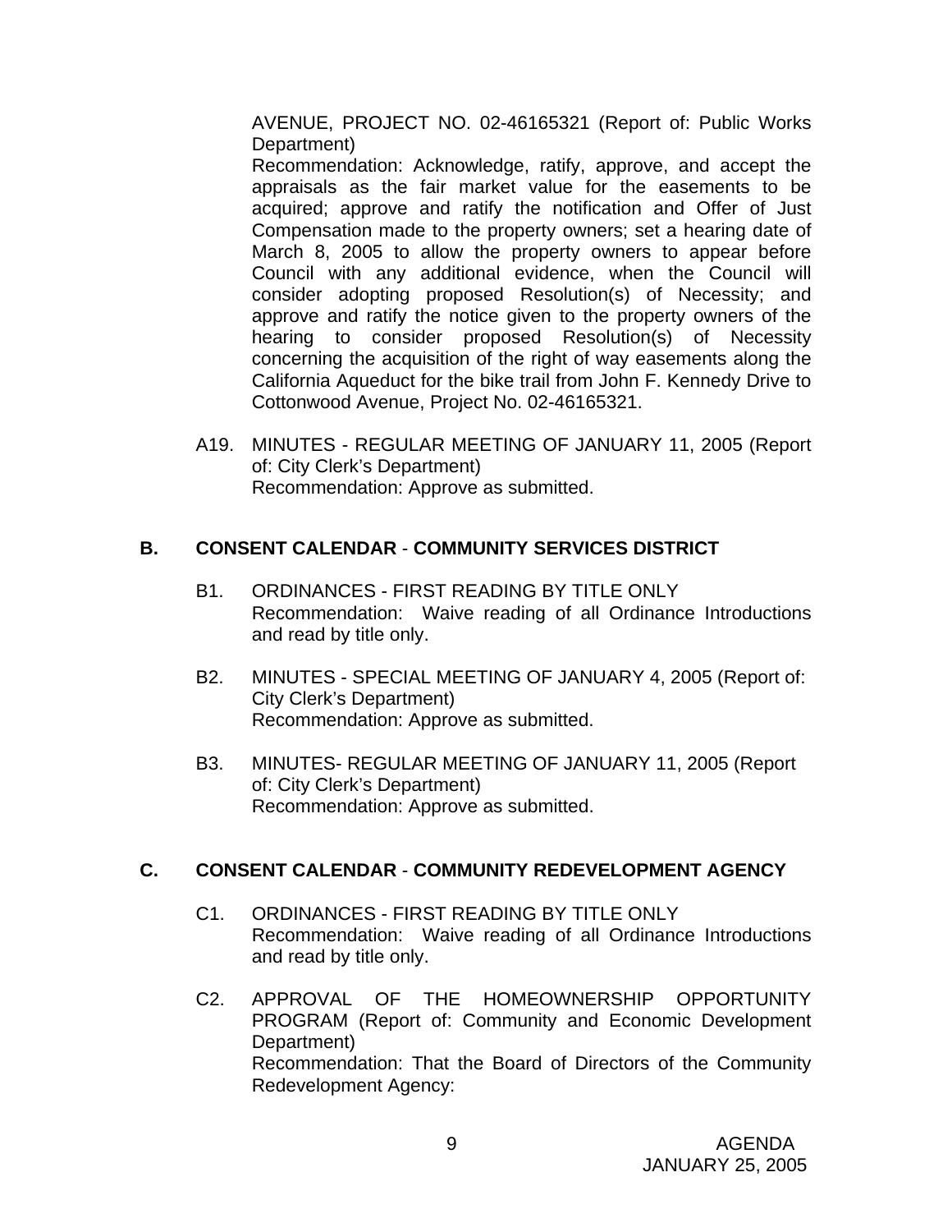AVENUE, PROJECT NO. 02-46165321 (Report of: Public Works Department)
Recommendation: Acknowledge, ratify, approve, and accept the appraisals as the fair market value for the easements to be acquired; approve and ratify the notification and Offer of Just Compensation made to the property owners; set a hearing date of March 8, 2005 to allow the property owners to appear before Council with any additional evidence, when the Council will consider adopting proposed Resolution(s) of Necessity; and approve and ratify the notice given to the property owners of the hearing to consider proposed Resolution(s) of Necessity concerning the acquisition of the right of way easements along the California Aqueduct for the bike trail from John F. Kennedy Drive to Cottonwood Avenue, Project No. 02-46165321.

A19. MINUTES - REGULAR MEETING OF JANUARY 11, 2005 (Report of: City Clerk's Department)
Recommendation: Approve as submitted.

## B. CONSENT CALENDAR - COMMUNITY SERVICES DISTRICT

B1. ORDINANCES - FIRST READING BY TITLE ONLY
Recommendation: Waive reading of all Ordinance Introductions and read by title only.

B2. MINUTES - SPECIAL MEETING OF JANUARY 4, 2005 (Report of: City Clerk's Department)
Recommendation: Approve as submitted.

B3. MINUTES- REGULAR MEETING OF JANUARY 11, 2005 (Report of: City Clerk's Department)
Recommendation: Approve as submitted.

## C. CONSENT CALENDAR - COMMUNITY REDEVELOPMENT AGENCY

C1. ORDINANCES - FIRST READING BY TITLE ONLY
Recommendation: Waive reading of all Ordinance Introductions and read by title only.

C2. APPROVAL OF THE HOMEOWNERSHIP OPPORTUNITY PROGRAM (Report of: Community and Economic Development Department)
Recommendation: That the Board of Directors of the Community Redevelopment Agency: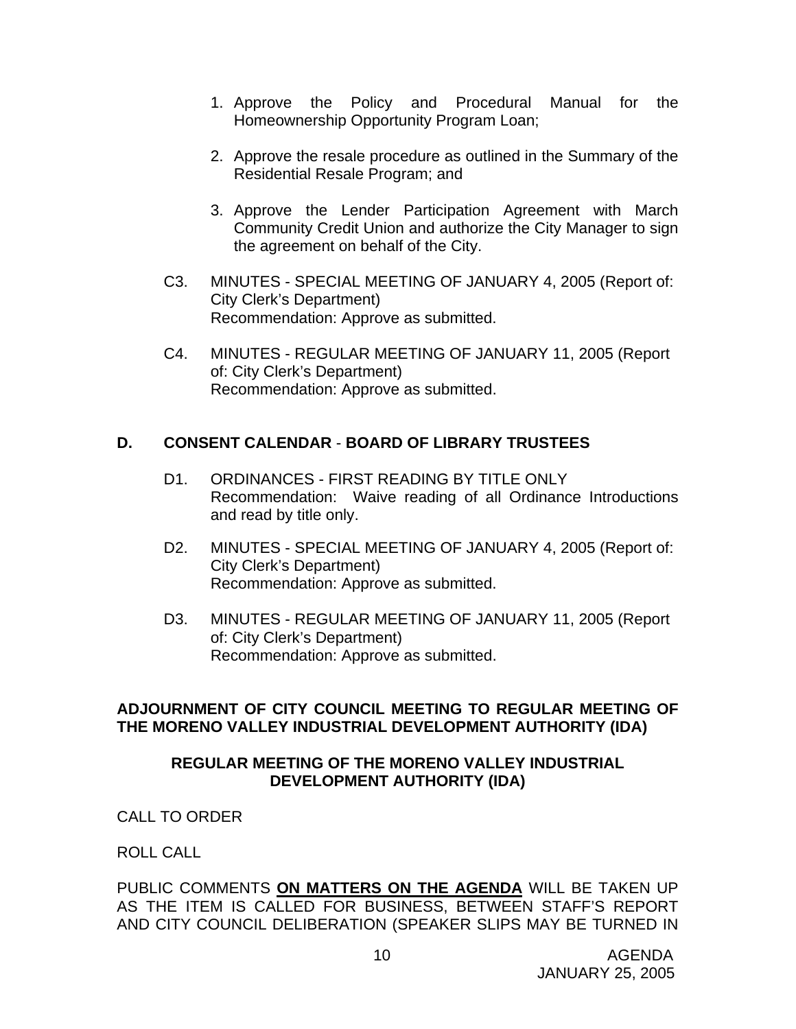1. Approve the Policy and Procedural Manual for the Homeownership Opportunity Program Loan;

2. Approve the resale procedure as outlined in the Summary of the Residential Resale Program; and

3. Approve the Lender Participation Agreement with March Community Credit Union and authorize the City Manager to sign the agreement on behalf of the City.

C3. MINUTES - SPECIAL MEETING OF JANUARY 4, 2005 (Report of: City Clerk's Department)
Recommendation: Approve as submitted.

C4. MINUTES - REGULAR MEETING OF JANUARY 11, 2005 (Report of: City Clerk's Department)
Recommendation: Approve as submitted.

## D. CONSENT CALENDAR - BOARD OF LIBRARY TRUSTEES

D1. ORDINANCES - FIRST READING BY TITLE ONLY
Recommendation: Waive reading of all Ordinance Introductions and read by title only.

D2. MINUTES - SPECIAL MEETING OF JANUARY 4, 2005 (Report of: City Clerk's Department)
Recommendation: Approve as submitted.

D3. MINUTES - REGULAR MEETING OF JANUARY 11, 2005 (Report of: City Clerk's Department)
Recommendation: Approve as submitted.

**ADJOURNMENT OF CITY COUNCIL MEETING TO REGULAR MEETING OF THE MORENO VALLEY INDUSTRIAL DEVELOPMENT AUTHORITY (IDA)**

**REGULAR MEETING OF THE MORENO VALLEY INDUSTRIAL DEVELOPMENT AUTHORITY (IDA)**

CALL TO ORDER

ROLL CALL

PUBLIC COMMENTS **ON MATTERS ON THE AGENDA** WILL BE TAKEN UP AS THE ITEM IS CALLED FOR BUSINESS, BETWEEN STAFF'S REPORT AND CITY COUNCIL DELIBERATION (SPEAKER SLIPS MAY BE TURNED IN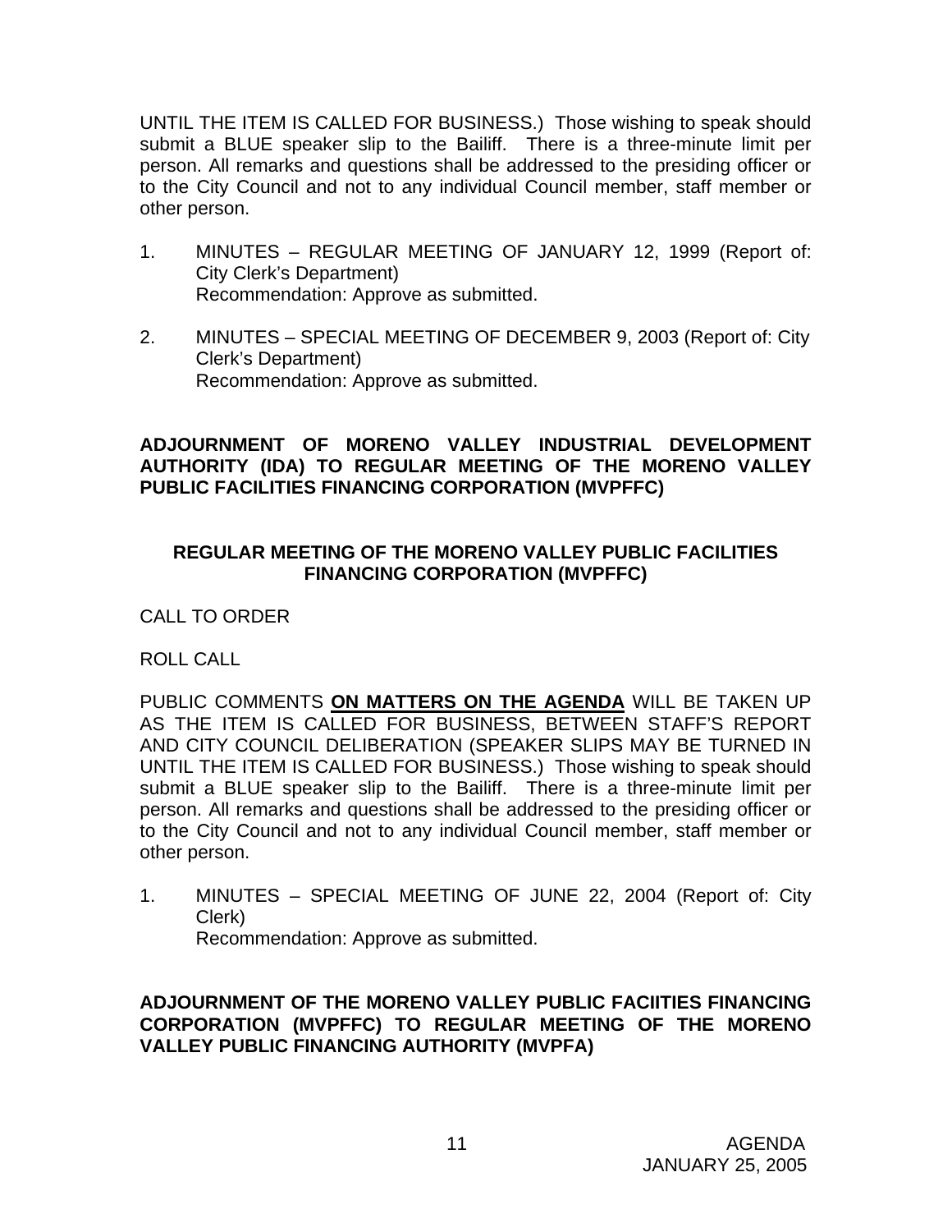UNTIL THE ITEM IS CALLED FOR BUSINESS.) Those wishing to speak should submit a BLUE speaker slip to the Bailiff. There is a three-minute limit per person. All remarks and questions shall be addressed to the presiding officer or to the City Council and not to any individual Council member, staff member or other person.

1. MINUTES – REGULAR MEETING OF JANUARY 12, 1999 (Report of: City Clerk's Department)
   Recommendation: Approve as submitted.

2. MINUTES – SPECIAL MEETING OF DECEMBER 9, 2003 (Report of: City Clerk's Department)
   Recommendation: Approve as submitted.

**ADJOURNMENT OF MORENO VALLEY INDUSTRIAL DEVELOPMENT AUTHORITY (IDA) TO REGULAR MEETING OF THE MORENO VALLEY PUBLIC FACILITIES FINANCING CORPORATION (MVPFFC)**

## REGULAR MEETING OF THE MORENO VALLEY PUBLIC FACILITIES FINANCING CORPORATION (MVPFFC)

CALL TO ORDER

ROLL CALL

PUBLIC COMMENTS **ON MATTERS ON THE AGENDA** WILL BE TAKEN UP AS THE ITEM IS CALLED FOR BUSINESS, BETWEEN STAFF'S REPORT AND CITY COUNCIL DELIBERATION (SPEAKER SLIPS MAY BE TURNED IN UNTIL THE ITEM IS CALLED FOR BUSINESS.) Those wishing to speak should submit a BLUE speaker slip to the Bailiff. There is a three-minute limit per person. All remarks and questions shall be addressed to the presiding officer or to the City Council and not to any individual Council member, staff member or other person.

1. MINUTES – SPECIAL MEETING OF JUNE 22, 2004 (Report of: City Clerk)
   Recommendation: Approve as submitted.

**ADJOURNMENT OF THE MORENO VALLEY PUBLIC FACIITIES FINANCING CORPORATION (MVPFFC) TO REGULAR MEETING OF THE MORENO VALLEY PUBLIC FINANCING AUTHORITY (MVPFA)**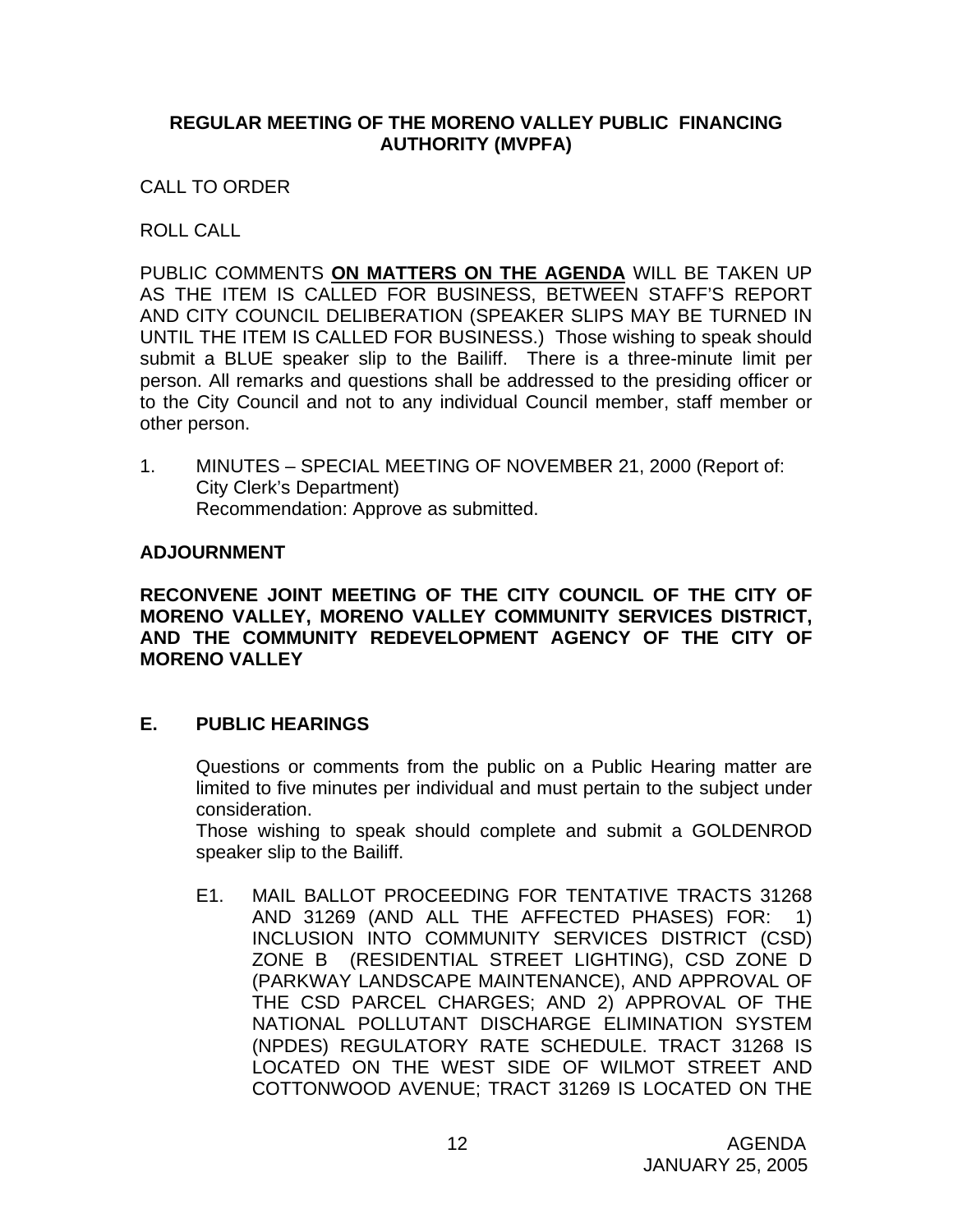**REGULAR MEETING OF THE MORENO VALLEY PUBLIC FINANCING AUTHORITY (MVPFA)**

CALL TO ORDER

ROLL CALL

PUBLIC COMMENTS **ON MATTERS ON THE AGENDA** WILL BE TAKEN UP AS THE ITEM IS CALLED FOR BUSINESS, BETWEEN STAFF'S REPORT AND CITY COUNCIL DELIBERATION (SPEAKER SLIPS MAY BE TURNED IN UNTIL THE ITEM IS CALLED FOR BUSINESS.) Those wishing to speak should submit a BLUE speaker slip to the Bailiff. There is a three-minute limit per person. All remarks and questions shall be addressed to the presiding officer or to the City Council and not to any individual Council member, staff member or other person.

1. MINUTES – SPECIAL MEETING OF NOVEMBER 21, 2000 (Report of: City Clerk's Department)
   Recommendation: Approve as submitted.

**ADJOURNMENT**

**RECONVENE JOINT MEETING OF THE CITY COUNCIL OF THE CITY OF MORENO VALLEY, MORENO VALLEY COMMUNITY SERVICES DISTRICT, AND THE COMMUNITY REDEVELOPMENT AGENCY OF THE CITY OF MORENO VALLEY**

## E. PUBLIC HEARINGS

Questions or comments from the public on a Public Hearing matter are limited to five minutes per individual and must pertain to the subject under consideration.
Those wishing to speak should complete and submit a GOLDENROD speaker slip to the Bailiff.

E1. MAIL BALLOT PROCEEDING FOR TENTATIVE TRACTS 31268 AND 31269 (AND ALL THE AFFECTED PHASES) FOR: 1) INCLUSION INTO COMMUNITY SERVICES DISTRICT (CSD) ZONE B (RESIDENTIAL STREET LIGHTING), CSD ZONE D (PARKWAY LANDSCAPE MAINTENANCE), AND APPROVAL OF THE CSD PARCEL CHARGES; AND 2) APPROVAL OF THE NATIONAL POLLUTANT DISCHARGE ELIMINATION SYSTEM (NPDES) REGULATORY RATE SCHEDULE. TRACT 31268 IS LOCATED ON THE WEST SIDE OF WILMOT STREET AND COTTONWOOD AVENUE; TRACT 31269 IS LOCATED ON THE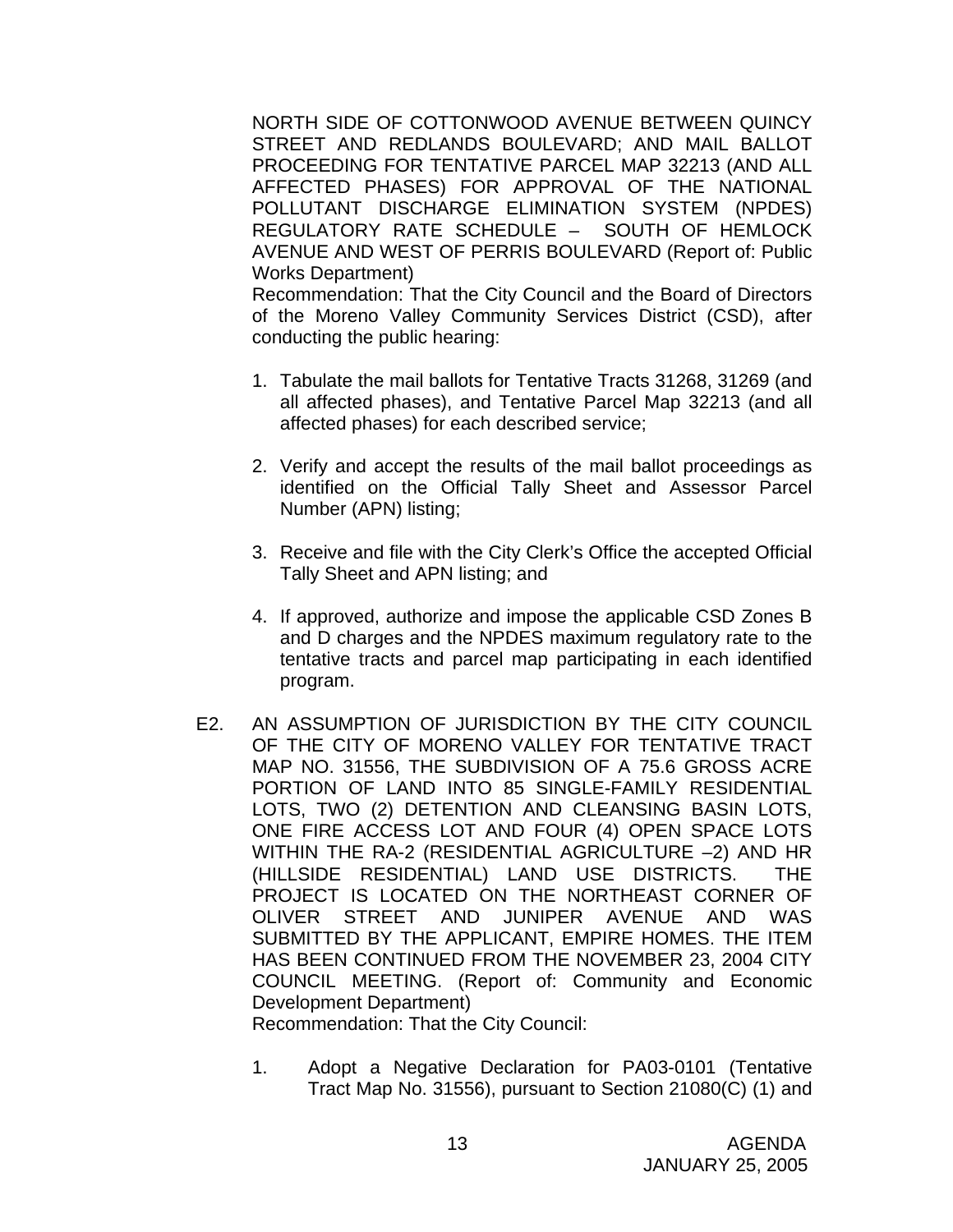NORTH SIDE OF COTTONWOOD AVENUE BETWEEN QUINCY STREET AND REDLANDS BOULEVARD; AND MAIL BALLOT PROCEEDING FOR TENTATIVE PARCEL MAP 32213 (AND ALL AFFECTED PHASES) FOR APPROVAL OF THE NATIONAL POLLUTANT DISCHARGE ELIMINATION SYSTEM (NPDES) REGULATORY RATE SCHEDULE – SOUTH OF HEMLOCK AVENUE AND WEST OF PERRIS BOULEVARD (Report of: Public Works Department)

Recommendation: That the City Council and the Board of Directors of the Moreno Valley Community Services District (CSD), after conducting the public hearing:

1. Tabulate the mail ballots for Tentative Tracts 31268, 31269 (and all affected phases), and Tentative Parcel Map 32213 (and all affected phases) for each described service;

2. Verify and accept the results of the mail ballot proceedings as identified on the Official Tally Sheet and Assessor Parcel Number (APN) listing;

3. Receive and file with the City Clerk's Office the accepted Official Tally Sheet and APN listing; and

4. If approved, authorize and impose the applicable CSD Zones B and D charges and the NPDES maximum regulatory rate to the tentative tracts and parcel map participating in each identified program.

E2. AN ASSUMPTION OF JURISDICTION BY THE CITY COUNCIL OF THE CITY OF MORENO VALLEY FOR TENTATIVE TRACT MAP NO. 31556, THE SUBDIVISION OF A 75.6 GROSS ACRE PORTION OF LAND INTO 85 SINGLE-FAMILY RESIDENTIAL LOTS, TWO (2) DETENTION AND CLEANSING BASIN LOTS, ONE FIRE ACCESS LOT AND FOUR (4) OPEN SPACE LOTS WITHIN THE RA-2 (RESIDENTIAL AGRICULTURE –2) AND HR (HILLSIDE RESIDENTIAL) LAND USE DISTRICTS. THE PROJECT IS LOCATED ON THE NORTHEAST CORNER OF OLIVER STREET AND JUNIPER AVENUE AND WAS SUBMITTED BY THE APPLICANT, EMPIRE HOMES. THE ITEM HAS BEEN CONTINUED FROM THE NOVEMBER 23, 2004 CITY COUNCIL MEETING. (Report of: Community and Economic Development Department)

Recommendation: That the City Council:

1. Adopt a Negative Declaration for PA03-0101 (Tentative Tract Map No. 31556), pursuant to Section 21080(C) (1) and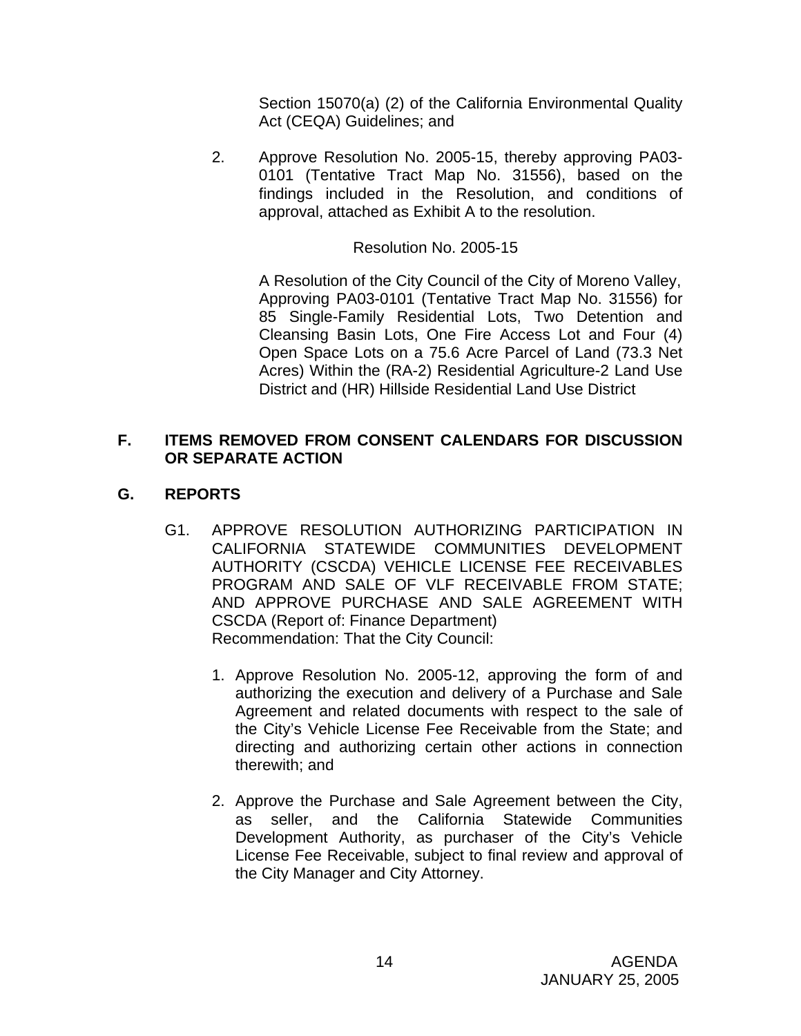Section 15070(a) (2) of the California Environmental Quality Act (CEQA) Guidelines; and

2. Approve Resolution No. 2005-15, thereby approving PA03-0101 (Tentative Tract Map No. 31556), based on the findings included in the Resolution, and conditions of approval, attached as Exhibit A to the resolution.

Resolution No. 2005-15

A Resolution of the City Council of the City of Moreno Valley, Approving PA03-0101 (Tentative Tract Map No. 31556) for 85 Single-Family Residential Lots, Two Detention and Cleansing Basin Lots, One Fire Access Lot and Four (4) Open Space Lots on a 75.6 Acre Parcel of Land (73.3 Net Acres) Within the (RA-2) Residential Agriculture-2 Land Use District and (HR) Hillside Residential Land Use District

## F. ITEMS REMOVED FROM CONSENT CALENDARS FOR DISCUSSION OR SEPARATE ACTION

## G. REPORTS

G1. APPROVE RESOLUTION AUTHORIZING PARTICIPATION IN CALIFORNIA STATEWIDE COMMUNITIES DEVELOPMENT AUTHORITY (CSCDA) VEHICLE LICENSE FEE RECEIVABLES PROGRAM AND SALE OF VLF RECEIVABLE FROM STATE; AND APPROVE PURCHASE AND SALE AGREEMENT WITH CSCDA (Report of: Finance Department)
Recommendation: That the City Council:

1. Approve Resolution No. 2005-12, approving the form of and authorizing the execution and delivery of a Purchase and Sale Agreement and related documents with respect to the sale of the City's Vehicle License Fee Receivable from the State; and directing and authorizing certain other actions in connection therewith; and

2. Approve the Purchase and Sale Agreement between the City, as seller, and the California Statewide Communities Development Authority, as purchaser of the City's Vehicle License Fee Receivable, subject to final review and approval of the City Manager and City Attorney.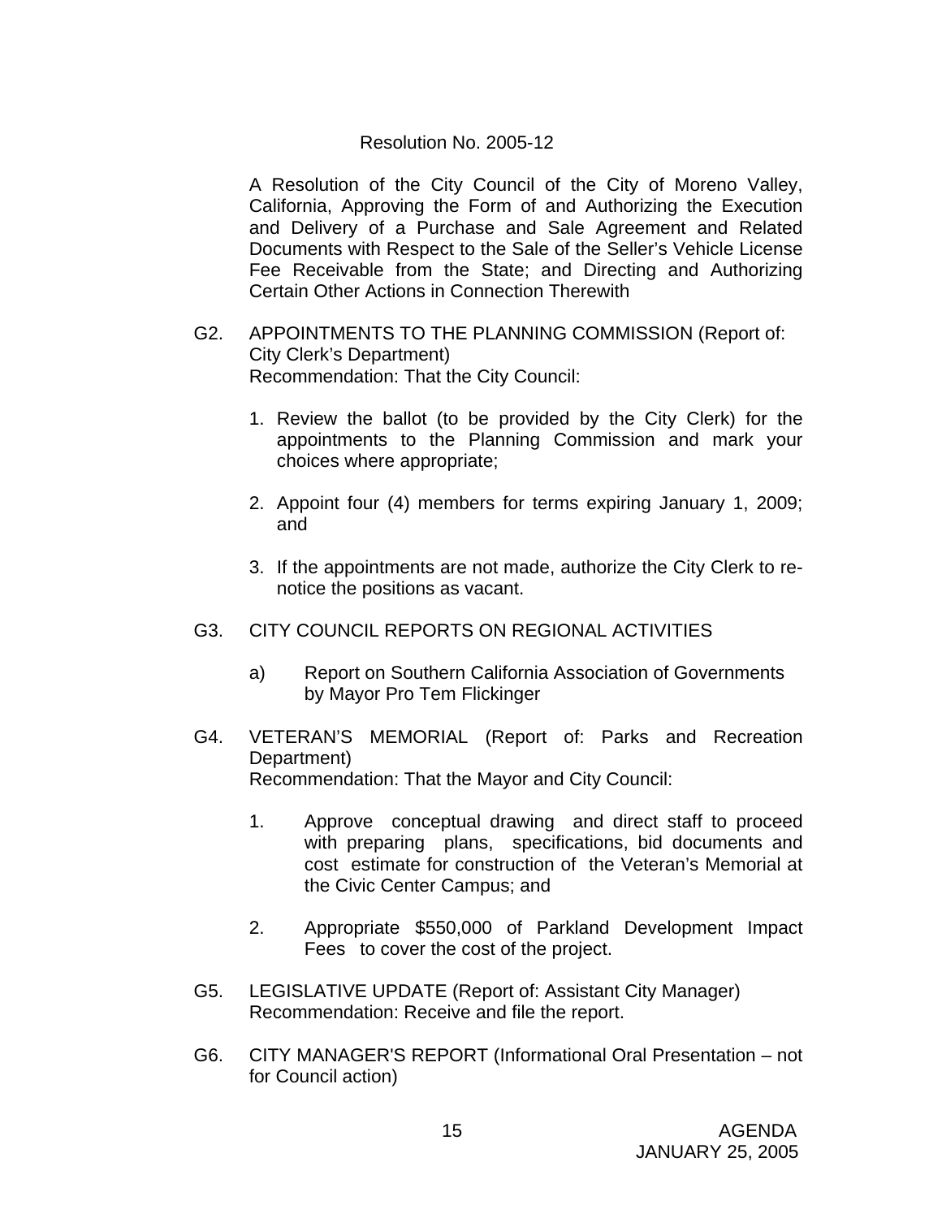Resolution No. 2005-12

A Resolution of the City Council of the City of Moreno Valley, California, Approving the Form of and Authorizing the Execution and Delivery of a Purchase and Sale Agreement and Related Documents with Respect to the Sale of the Seller's Vehicle License Fee Receivable from the State; and Directing and Authorizing Certain Other Actions in Connection Therewith

G2. APPOINTMENTS TO THE PLANNING COMMISSION (Report of: City Clerk's Department)
Recommendation: That the City Council:

1. Review the ballot (to be provided by the City Clerk) for the appointments to the Planning Commission and mark your choices where appropriate;

2. Appoint four (4) members for terms expiring January 1, 2009; and

3. If the appointments are not made, authorize the City Clerk to re-notice the positions as vacant.

G3. CITY COUNCIL REPORTS ON REGIONAL ACTIVITIES

a) Report on Southern California Association of Governments by Mayor Pro Tem Flickinger

G4. VETERAN'S MEMORIAL (Report of: Parks and Recreation Department)
Recommendation: That the Mayor and City Council:

1. Approve conceptual drawing and direct staff to proceed with preparing plans, specifications, bid documents and cost estimate for construction of the Veteran's Memorial at the Civic Center Campus; and

2. Appropriate $550,000 of Parkland Development Impact Fees to cover the cost of the project.

G5. LEGISLATIVE UPDATE (Report of: Assistant City Manager)
Recommendation: Receive and file the report.

G6. CITY MANAGER'S REPORT (Informational Oral Presentation – not for Council action)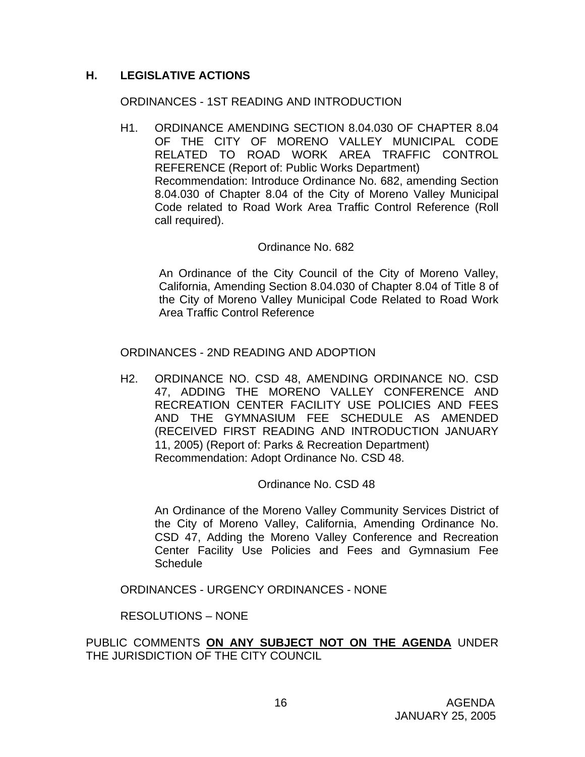## H. LEGISLATIVE ACTIONS

ORDINANCES - 1ST READING AND INTRODUCTION

H1. ORDINANCE AMENDING SECTION 8.04.030 OF CHAPTER 8.04 OF THE CITY OF MORENO VALLEY MUNICIPAL CODE RELATED TO ROAD WORK AREA TRAFFIC CONTROL REFERENCE (Report of: Public Works Department)
Recommendation: Introduce Ordinance No. 682, amending Section 8.04.030 of Chapter 8.04 of the City of Moreno Valley Municipal Code related to Road Work Area Traffic Control Reference (Roll call required).

Ordinance No. 682

An Ordinance of the City Council of the City of Moreno Valley, California, Amending Section 8.04.030 of Chapter 8.04 of Title 8 of the City of Moreno Valley Municipal Code Related to Road Work Area Traffic Control Reference

ORDINANCES - 2ND READING AND ADOPTION

H2. ORDINANCE NO. CSD 48, AMENDING ORDINANCE NO. CSD 47, ADDING THE MORENO VALLEY CONFERENCE AND RECREATION CENTER FACILITY USE POLICIES AND FEES AND THE GYMNASIUM FEE SCHEDULE AS AMENDED (RECEIVED FIRST READING AND INTRODUCTION JANUARY 11, 2005) (Report of: Parks & Recreation Department)
Recommendation: Adopt Ordinance No. CSD 48.

Ordinance No. CSD 48

An Ordinance of the Moreno Valley Community Services District of the City of Moreno Valley, California, Amending Ordinance No. CSD 47, Adding the Moreno Valley Conference and Recreation Center Facility Use Policies and Fees and Gymnasium Fee Schedule

ORDINANCES - URGENCY ORDINANCES - NONE

RESOLUTIONS – NONE

PUBLIC COMMENTS **ON ANY SUBJECT NOT ON THE AGENDA** UNDER THE JURISDICTION OF THE CITY COUNCIL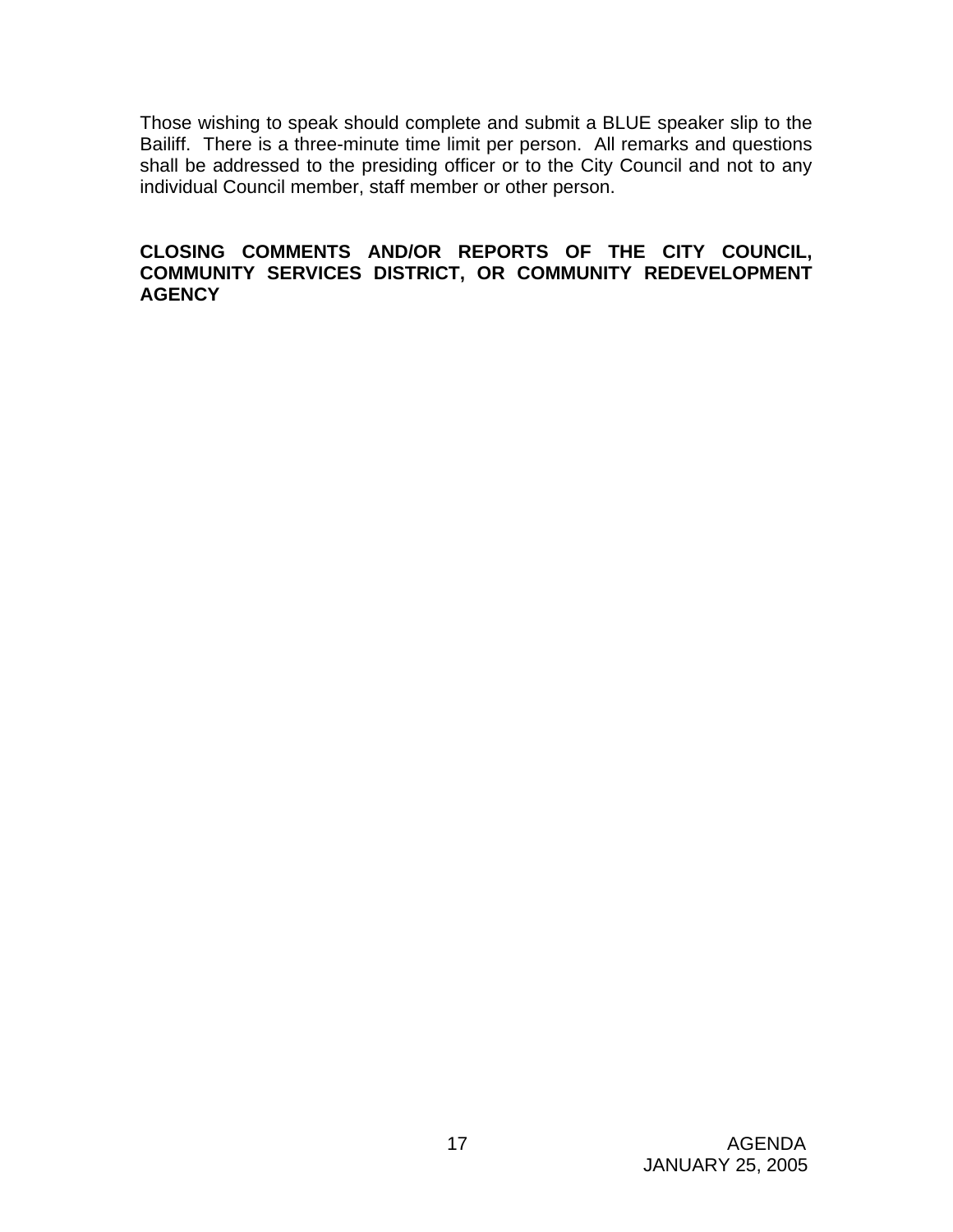Those wishing to speak should complete and submit a BLUE speaker slip to the Bailiff. There is a three-minute time limit per person. All remarks and questions shall be addressed to the presiding officer or to the City Council and not to any individual Council member, staff member or other person.

**CLOSING COMMENTS AND/OR REPORTS OF THE CITY COUNCIL, COMMUNITY SERVICES DISTRICT, OR COMMUNITY REDEVELOPMENT AGENCY**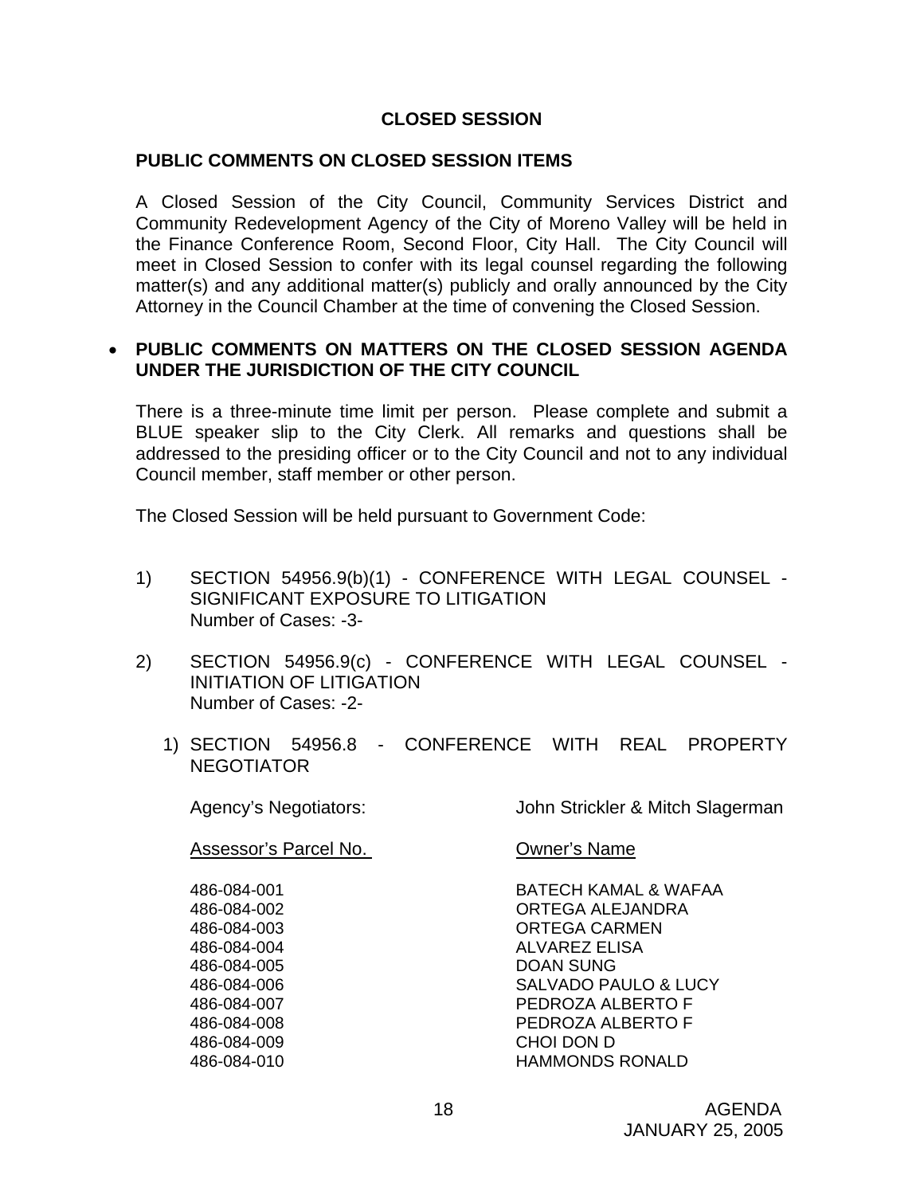## CLOSED SESSION

### PUBLIC COMMENTS ON CLOSED SESSION ITEMS

A Closed Session of the City Council, Community Services District and Community Redevelopment Agency of the City of Moreno Valley will be held in the Finance Conference Room, Second Floor, City Hall. The City Council will meet in Closed Session to confer with its legal counsel regarding the following matter(s) and any additional matter(s) publicly and orally announced by the City Attorney in the Council Chamber at the time of convening the Closed Session.

- **PUBLIC COMMENTS ON MATTERS ON THE CLOSED SESSION AGENDA UNDER THE JURISDICTION OF THE CITY COUNCIL**

There is a three-minute time limit per person. Please complete and submit a BLUE speaker slip to the City Clerk. All remarks and questions shall be addressed to the presiding officer or to the City Council and not to any individual Council member, staff member or other person.

The Closed Session will be held pursuant to Government Code:

1) SECTION 54956.9(b)(1) - CONFERENCE WITH LEGAL COUNSEL - SIGNIFICANT EXPOSURE TO LITIGATION
   Number of Cases: -3-

2) SECTION 54956.9(c) - CONFERENCE WITH LEGAL COUNSEL - INITIATION OF LITIGATION
   Number of Cases: -2-

   1) SECTION 54956.8 - CONFERENCE WITH REAL PROPERTY NEGOTIATOR

Agency's Negotiators: John Strickler & Mitch Slagerman

| Assessor's Parcel No. | Owner's Name |
|---|---|
| 486-084-001 | BATECH KAMAL & WAFAA |
| 486-084-002 | ORTEGA ALEJANDRA |
| 486-084-003 | ORTEGA CARMEN |
| 486-084-004 | ALVAREZ ELISA |
| 486-084-005 | DOAN SUNG |
| 486-084-006 | SALVADO PAULO & LUCY |
| 486-084-007 | PEDROZA ALBERTO F |
| 486-084-008 | PEDROZA ALBERTO F |
| 486-084-009 | CHOI DON D |
| 486-084-010 | HAMMONDS RONALD |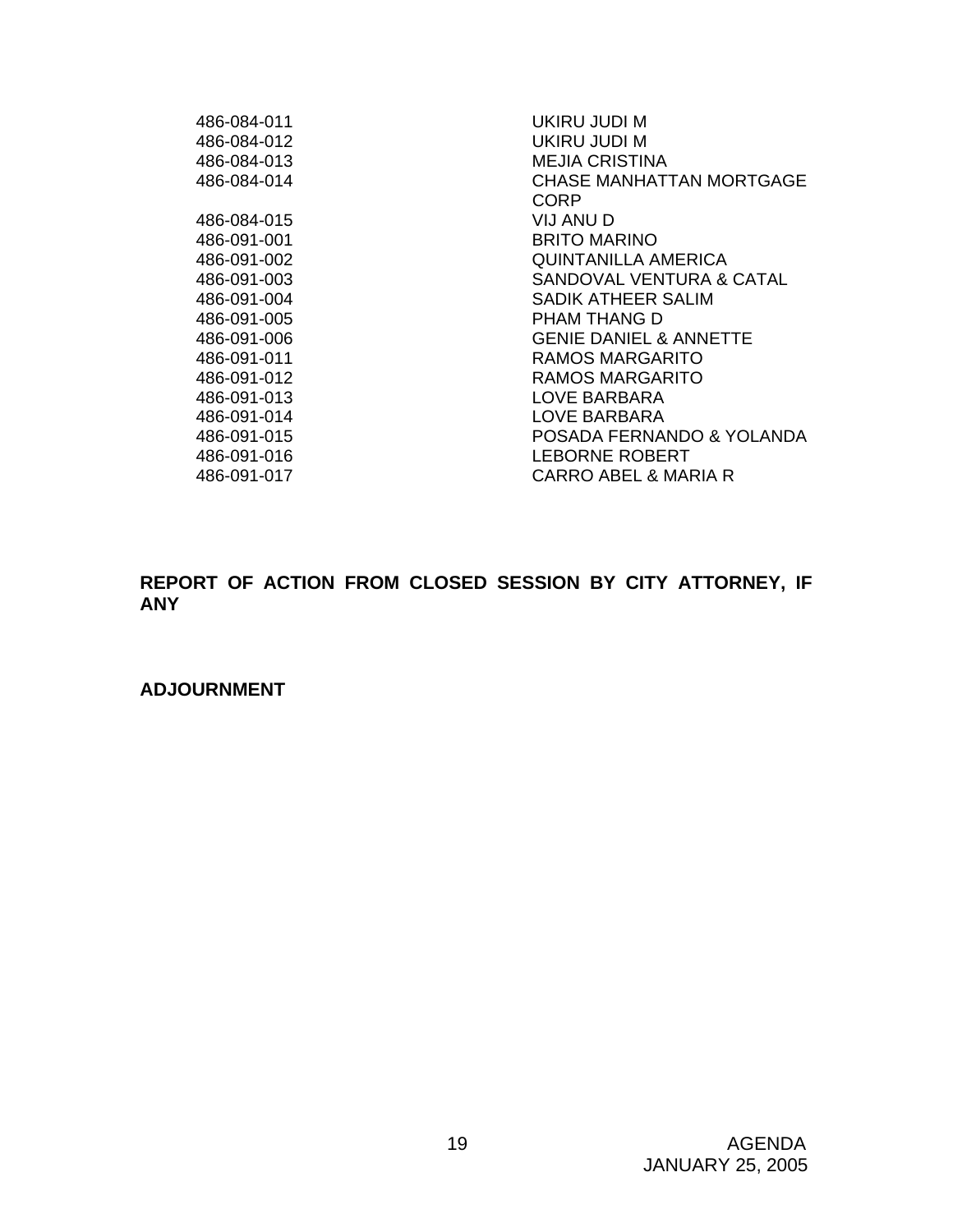| | |
|---|---|
| 486-084-011 | UKIRU JUDI M |
| 486-084-012 | UKIRU JUDI M |
| 486-084-013 | MEJIA CRISTINA |
| 486-084-014 | CHASE MANHATTAN MORTGAGE CORP |
| 486-084-015 | VIJ ANU D |
| 486-091-001 | BRITO MARINO |
| 486-091-002 | QUINTANILLA AMERICA |
| 486-091-003 | SANDOVAL VENTURA & CATAL |
| 486-091-004 | SADIK ATHEER SALIM |
| 486-091-005 | PHAM THANG D |
| 486-091-006 | GENIE DANIEL & ANNETTE |
| 486-091-011 | RAMOS MARGARITO |
| 486-091-012 | RAMOS MARGARITO |
| 486-091-013 | LOVE BARBARA |
| 486-091-014 | LOVE BARBARA |
| 486-091-015 | POSADA FERNANDO & YOLANDA |
| 486-091-016 | LEBORNE ROBERT |
| 486-091-017 | CARRO ABEL & MARIA R |

**REPORT OF ACTION FROM CLOSED SESSION BY CITY ATTORNEY, IF ANY**

**ADJOURNMENT**